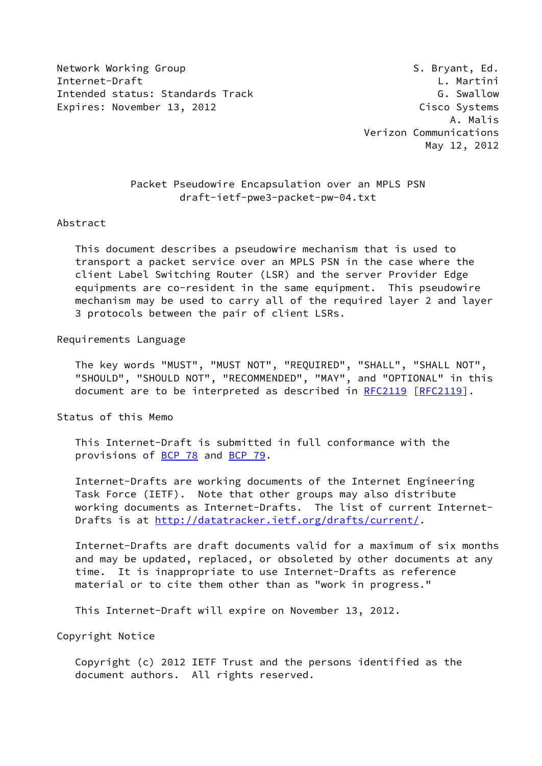Network Working Group S. Bryant, Ed.
Internet-Draft L. Martini
Intended status: Standards Track G. Swallow
Expires: November 13, 2012 Cisco Systems
A. Malis
Verizon Communications
May 12, 2012

# Packet Pseudowire Encapsulation over an MPLS PSN
draft-ietf-pwe3-packet-pw-04.txt

## Abstract

This document describes a pseudowire mechanism that is used to transport a packet service over an MPLS PSN in the case where the client Label Switching Router (LSR) and the server Provider Edge equipments are co-resident in the same equipment. This pseudowire mechanism may be used to carry all of the required layer 2 and layer 3 protocols between the pair of client LSRs.

## Requirements Language

The key words "MUST", "MUST NOT", "REQUIRED", "SHALL", "SHALL NOT", "SHOULD", "SHOULD NOT", "RECOMMENDED", "MAY", and "OPTIONAL" in this document are to be interpreted as described in RFC2119 [RFC2119].

## Status of this Memo

This Internet-Draft is submitted in full conformance with the provisions of BCP 78 and BCP 79.

Internet-Drafts are working documents of the Internet Engineering Task Force (IETF). Note that other groups may also distribute working documents as Internet-Drafts. The list of current Internet-Drafts is at http://datatracker.ietf.org/drafts/current/.

Internet-Drafts are draft documents valid for a maximum of six months and may be updated, replaced, or obsoleted by other documents at any time. It is inappropriate to use Internet-Drafts as reference material or to cite them other than as "work in progress."

This Internet-Draft will expire on November 13, 2012.

## Copyright Notice

Copyright (c) 2012 IETF Trust and the persons identified as the document authors. All rights reserved.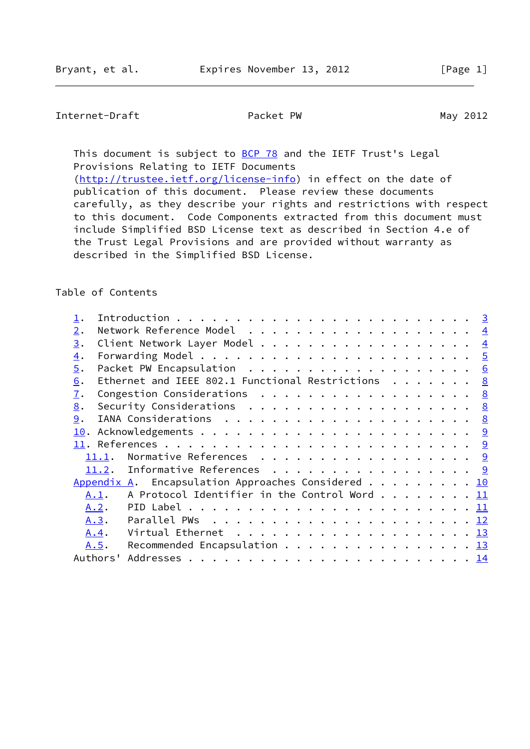This document is subject to BCP 78 and the IETF Trust's Legal Provisions Relating to IETF Documents (http://trustee.ietf.org/license-info) in effect on the date of publication of this document. Please review these documents carefully, as they describe your rights and restrictions with respect to this document. Code Components extracted from this document must include Simplified BSD License text as described in Section 4.e of the Trust Legal Provisions and are provided without warranty as described in the Simplified BSD License.

## Table of Contents

```
   1.  Introduction . . . . . . . . . . . . . . . . . . . . . . . .   3
   2.  Network Reference Model  . . . . . . . . . . . . . . . . . .   4
   3.  Client Network Layer Model . . . . . . . . . . . . . . . . .   4
   4.  Forwarding Model . . . . . . . . . . . . . . . . . . . . . .   5
   5.  Packet PW Encapsulation  . . . . . . . . . . . . . . . . . .   6
   6.  Ethernet and IEEE 802.1 Functional Restrictions  . . . . . .   8
   7.  Congestion Considerations  . . . . . . . . . . . . . . . . .   8
   8.  Security Considerations  . . . . . . . . . . . . . . . . . .   8
   9.  IANA Considerations  . . . . . . . . . . . . . . . . . . . .   8
   10. Acknowledgements . . . . . . . . . . . . . . . . . . . . . .   9
   11. References . . . . . . . . . . . . . . . . . . . . . . . . .   9
     11.1.  Normative References  . . . . . . . . . . . . . . . . .   9
     11.2.  Informative References  . . . . . . . . . . . . . . . .   9
   Appendix A.  Encapsulation Approaches Considered . . . . . . . .  10
     A.1.   A Protocol Identifier in the Control Word . . . . . . .  11
     A.2.   PID Label . . . . . . . . . . . . . . . . . . . . . . .  11
     A.3.   Parallel PWs  . . . . . . . . . . . . . . . . . . . . .  12
     A.4.   Virtual Ethernet  . . . . . . . . . . . . . . . . . . .  13
     A.5.   Recommended Encapsulation . . . . . . . . . . . . . . .  13
   Authors' Addresses . . . . . . . . . . . . . . . . . . . . . . .  14
```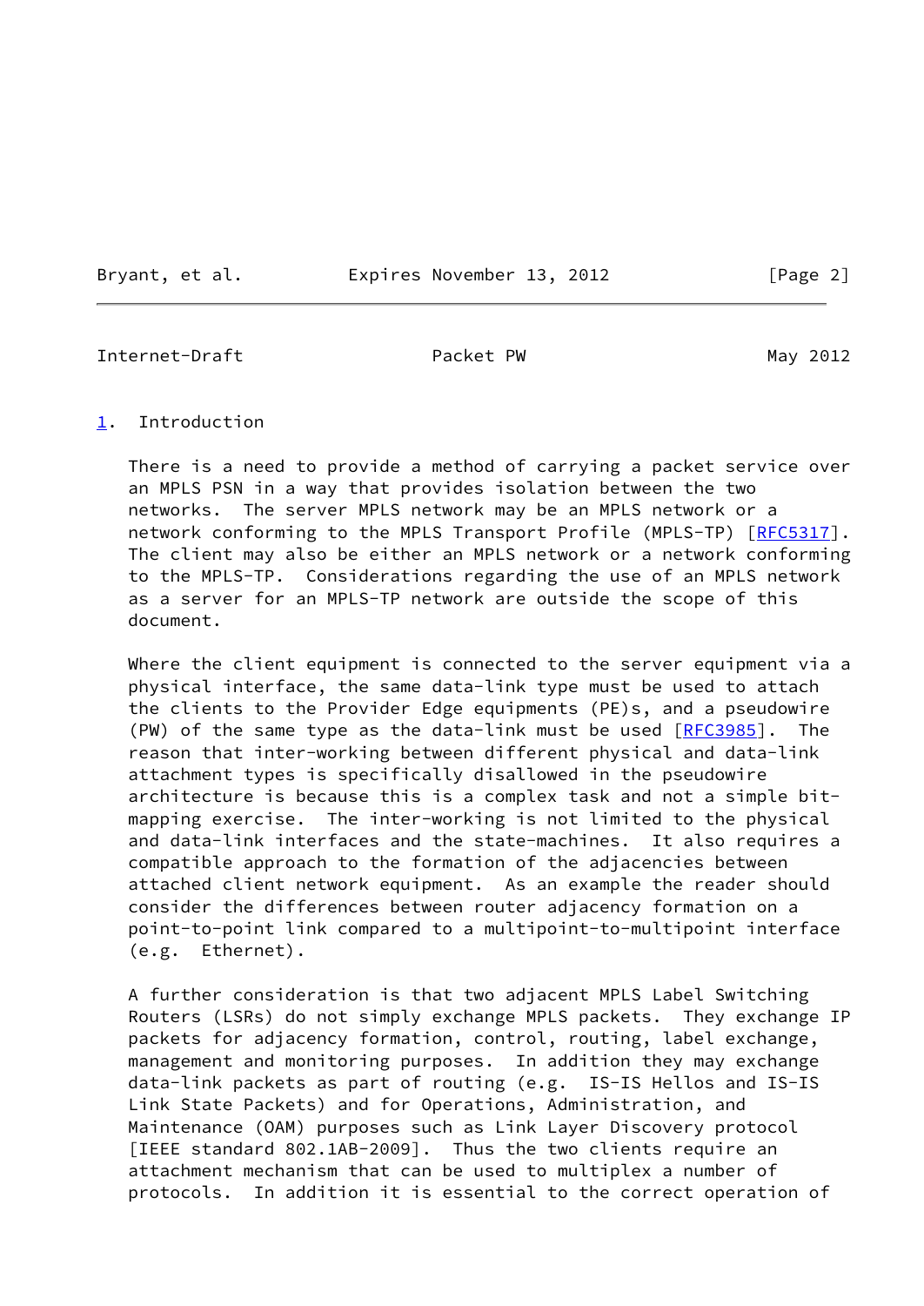## 1. Introduction

There is a need to provide a method of carrying a packet service over an MPLS PSN in a way that provides isolation between the two networks. The server MPLS network may be an MPLS network or a network conforming to the MPLS Transport Profile (MPLS-TP) [RFC5317]. The client may also be either an MPLS network or a network conforming to the MPLS-TP. Considerations regarding the use of an MPLS network as a server for an MPLS-TP network are outside the scope of this document.

Where the client equipment is connected to the server equipment via a physical interface, the same data-link type must be used to attach the clients to the Provider Edge equipments (PE)s, and a pseudowire (PW) of the same type as the data-link must be used [RFC3985]. The reason that inter-working between different physical and data-link attachment types is specifically disallowed in the pseudowire architecture is because this is a complex task and not a simple bit-mapping exercise. The inter-working is not limited to the physical and data-link interfaces and the state-machines. It also requires a compatible approach to the formation of the adjacencies between attached client network equipment. As an example the reader should consider the differences between router adjacency formation on a point-to-point link compared to a multipoint-to-multipoint interface (e.g. Ethernet).

A further consideration is that two adjacent MPLS Label Switching Routers (LSRs) do not simply exchange MPLS packets. They exchange IP packets for adjacency formation, control, routing, label exchange, management and monitoring purposes. In addition they may exchange data-link packets as part of routing (e.g. IS-IS Hellos and IS-IS Link State Packets) and for Operations, Administration, and Maintenance (OAM) purposes such as Link Layer Discovery protocol [IEEE standard 802.1AB-2009]. Thus the two clients require an attachment mechanism that can be used to multiplex a number of protocols. In addition it is essential to the correct operation of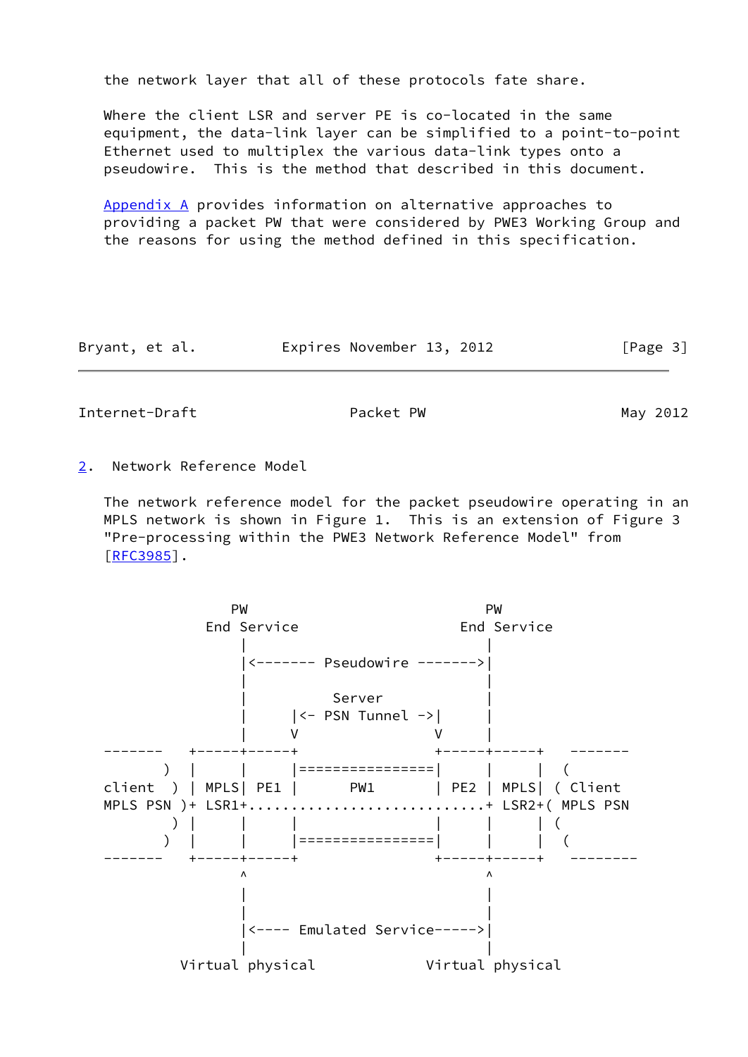the network layer that all of these protocols fate share.

Where the client LSR and server PE is co-located in the same equipment, the data-link layer can be simplified to a point-to-point Ethernet used to multiplex the various data-link types onto a pseudowire. This is the method that described in this document.

Appendix A provides information on alternative approaches to providing a packet PW that were considered by PWE3 Working Group and the reasons for using the method defined in this specification.

## 2. Network Reference Model

The network reference model for the packet pseudowire operating in an MPLS network is shown in Figure 1. This is an extension of Figure 3 "Pre-processing within the PWE3 Network Reference Model" from [RFC3985].

```
                   PW                                PW
                End Service                      End Service
                    |                                |
                    |<------- Pseudowire ------->|
                    |                                |
                    |            Server              |
                    |      |<- PSN Tunnel ->|        |
                    |      V                V        |
   -------    +-----+-----+                +-----+-----+    -------
          )   |     |     |================|     |     |   (
   client  )  | MPLS| PE1 |       PW1      | PE2 | MPLS|  ( Client
   MPLS PSN )+ LSR1+.........................+ LSR2+( MPLS PSN
          )   |     |     |                |     |     | (
          )   |     |     |================|     |     |   (
   -------    +-----+-----+                +-----+-----+    --------
                    ^                                ^
                    |                                |
                    |                                |
                    |<---- Emulated Service----->|
                    |                                |
              Virtual physical              Virtual physical
```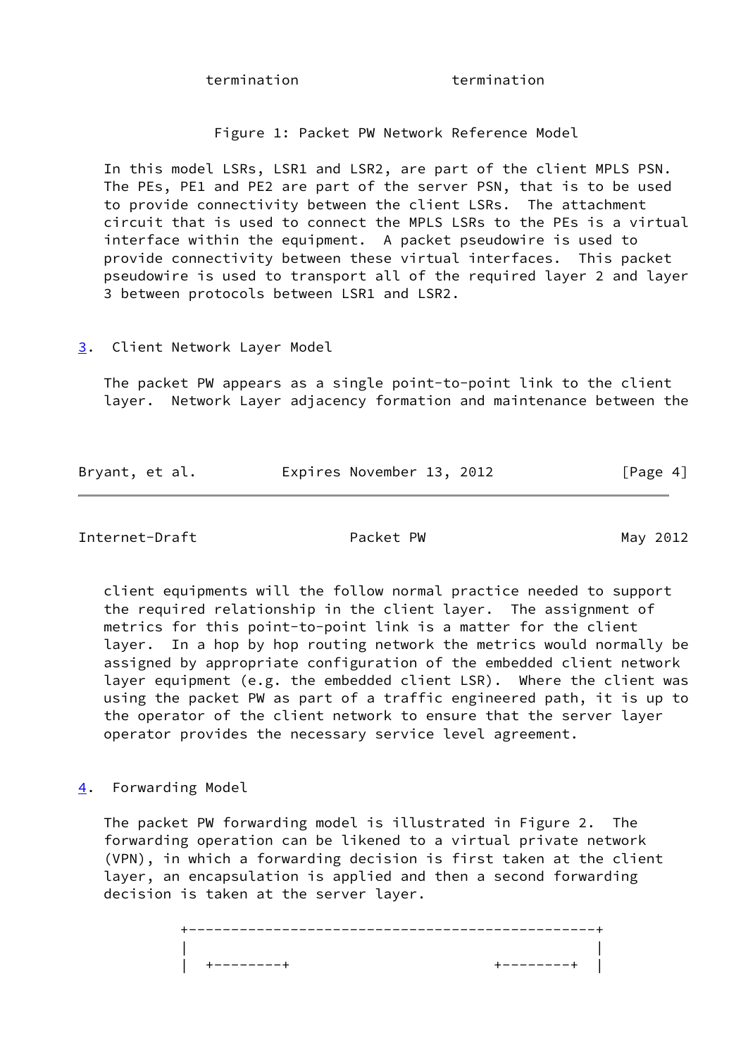```
             termination               termination
```

Figure 1: Packet PW Network Reference Model

In this model LSRs, LSR1 and LSR2, are part of the client MPLS PSN. The PEs, PE1 and PE2 are part of the server PSN, that is to be used to provide connectivity between the client LSRs. The attachment circuit that is used to connect the MPLS LSRs to the PEs is a virtual interface within the equipment. A packet pseudowire is used to provide connectivity between these virtual interfaces. This packet pseudowire is used to transport all of the required layer 2 and layer 3 between protocols between LSR1 and LSR2.

## 3. Client Network Layer Model

The packet PW appears as a single point-to-point link to the client layer. Network Layer adjacency formation and maintenance between the client equipments will the follow normal practice needed to support the required relationship in the client layer. The assignment of metrics for this point-to-point link is a matter for the client layer. In a hop by hop routing network the metrics would normally be assigned by appropriate configuration of the embedded client network layer equipment (e.g. the embedded client LSR). Where the client was using the packet PW as part of a traffic engineered path, it is up to the operator of the client network to ensure that the server layer operator provides the necessary service level agreement.

## 4. Forwarding Model

The packet PW forwarding model is illustrated in Figure 2. The forwarding operation can be likened to a virtual private network (VPN), in which a forwarding decision is first taken at the client layer, an encapsulation is applied and then a second forwarding decision is taken at the server layer.

```
          +-----------------------------------------------+
          |                                               |
          |  +--------+                       +--------+  |
```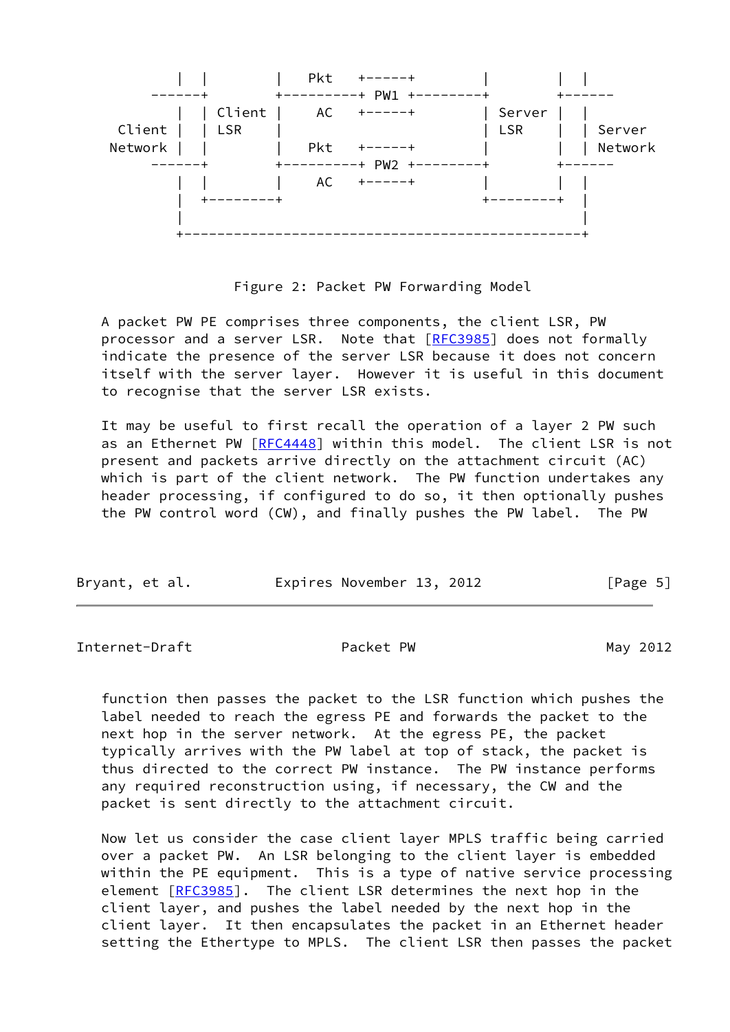```
       |  |         |   Pkt   +-----+         |         |  |
 ------+            +---------+ PW1 +---------+         +-------
       |  | Client  |   AC    +-----+         | Server  |  |
Client |  | LSR     |                         | LSR     |  | Server
Network|  |         |   Pkt   +-----+         |         |  | Network
 ------+            +---------+ PW2 +---------+         +-------
       |  |         |   AC    +-----+         |         |  |
       |  +---------+                         +---------+  |
       |                                                   |
       +---------------------------------------------------+
```

Figure 2: Packet PW Forwarding Model

A packet PW PE comprises three components, the client LSR, PW processor and a server LSR. Note that [RFC3985] does not formally indicate the presence of the server LSR because it does not concern itself with the server layer. However it is useful in this document to recognise that the server LSR exists.

It may be useful to first recall the operation of a layer 2 PW such as an Ethernet PW [RFC4448] within this model. The client LSR is not present and packets arrive directly on the attachment circuit (AC) which is part of the client network. The PW function undertakes any header processing, if configured to do so, it then optionally pushes the PW control word (CW), and finally pushes the PW label. The PW function then passes the packet to the LSR function which pushes the label needed to reach the egress PE and forwards the packet to the next hop in the server network. At the egress PE, the packet typically arrives with the PW label at top of stack, the packet is thus directed to the correct PW instance. The PW instance performs any required reconstruction using, if necessary, the CW and the packet is sent directly to the attachment circuit.

Now let us consider the case client layer MPLS traffic being carried over a packet PW. An LSR belonging to the client layer is embedded within the PE equipment. This is a type of native service processing element [RFC3985]. The client LSR determines the next hop in the client layer, and pushes the label needed by the next hop in the client layer. It then encapsulates the packet in an Ethernet header setting the Ethertype to MPLS. The client LSR then passes the packet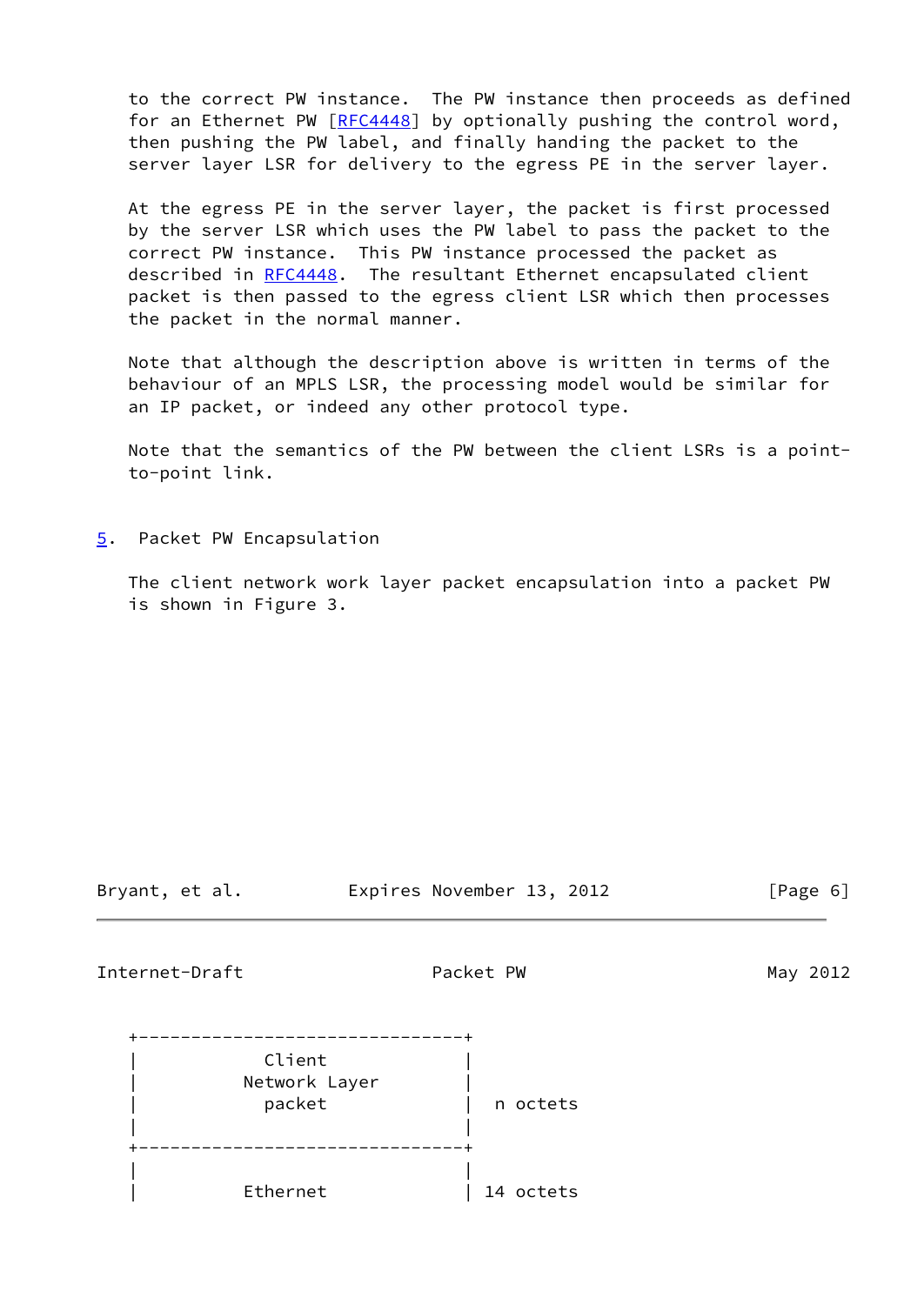to the correct PW instance. The PW instance then proceeds as defined for an Ethernet PW [RFC4448] by optionally pushing the control word, then pushing the PW label, and finally handing the packet to the server layer LSR for delivery to the egress PE in the server layer.

At the egress PE in the server layer, the packet is first processed by the server LSR which uses the PW label to pass the packet to the correct PW instance. This PW instance processed the packet as described in RFC4448. The resultant Ethernet encapsulated client packet is then passed to the egress client LSR which then processes the packet in the normal manner.

Note that although the description above is written in terms of the behaviour of an MPLS LSR, the processing model would be similar for an IP packet, or indeed any other protocol type.

Note that the semantics of the PW between the client LSRs is a point-to-point link.

## 5. Packet PW Encapsulation

The client network work layer packet encapsulation into a packet PW is shown in Figure 3.

```
+-------------------------------+
|            Client             |
|         Network Layer         |
|            packet             |  n octets
|                               |
+-------------------------------+
|                               |
|          Ethernet             | 14 octets
```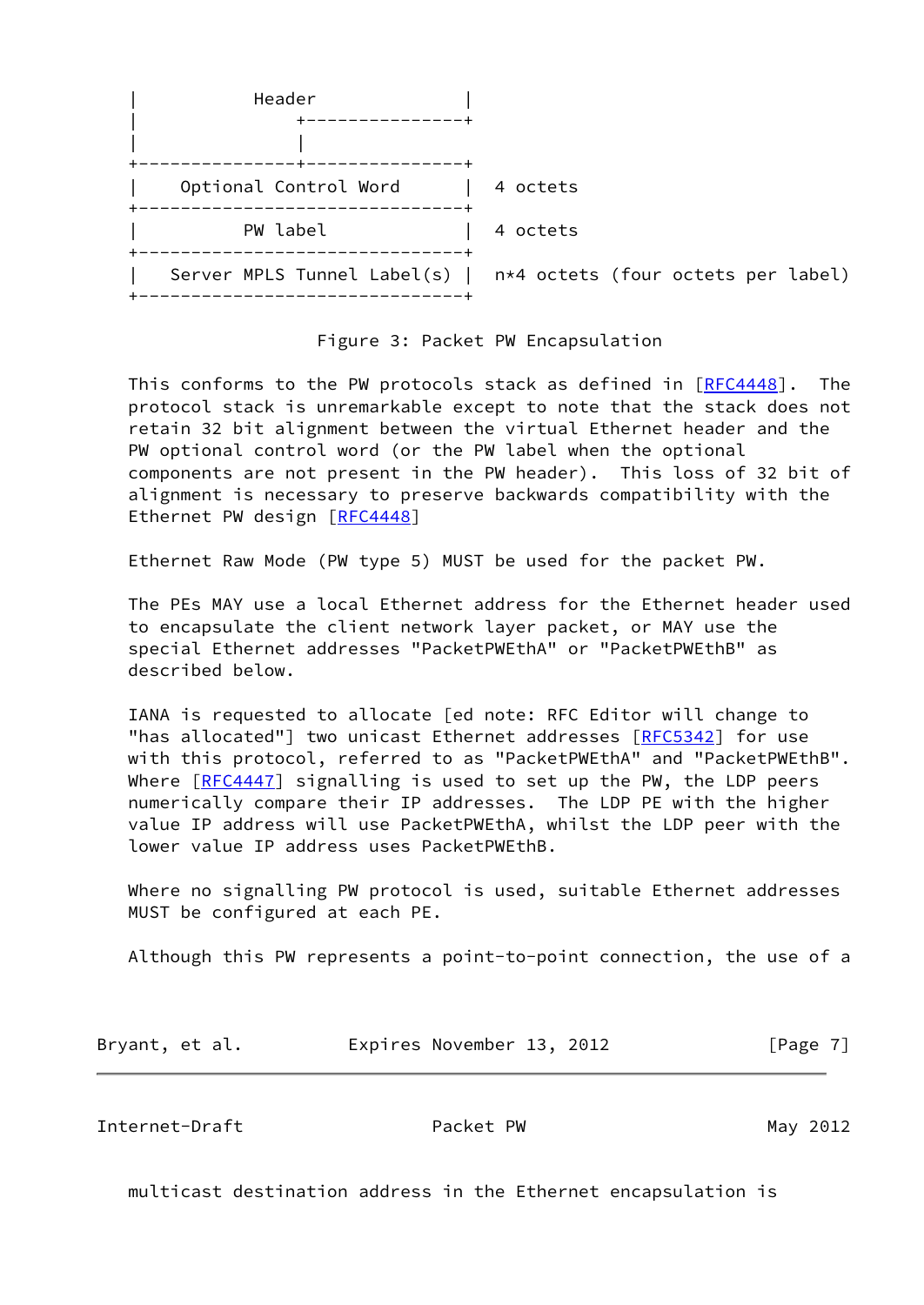```
|           Header              |
|           +---------------+
|           |
+---------------+---------------+
|    Optional Control Word      |  4 octets
+-------------------------------+
|          PW label             |  4 octets
+-------------------------------+
|   Server MPLS Tunnel Label(s) |  n*4 octets (four octets per label)
+-------------------------------+
```

Figure 3: Packet PW Encapsulation

This conforms to the PW protocols stack as defined in [RFC4448]. The protocol stack is unremarkable except to note that the stack does not retain 32 bit alignment between the virtual Ethernet header and the PW optional control word (or the PW label when the optional components are not present in the PW header). This loss of 32 bit of alignment is necessary to preserve backwards compatibility with the Ethernet PW design [RFC4448]

Ethernet Raw Mode (PW type 5) MUST be used for the packet PW.

The PEs MAY use a local Ethernet address for the Ethernet header used to encapsulate the client network layer packet, or MAY use the special Ethernet addresses "PacketPWEthA" or "PacketPWEthB" as described below.

IANA is requested to allocate [ed note: RFC Editor will change to "has allocated"] two unicast Ethernet addresses [RFC5342] for use with this protocol, referred to as "PacketPWEthA" and "PacketPWEthB". Where [RFC4447] signalling is used to set up the PW, the LDP peers numerically compare their IP addresses. The LDP PE with the higher value IP address will use PacketPWEthA, whilst the LDP peer with the lower value IP address uses PacketPWEthB.

Where no signalling PW protocol is used, suitable Ethernet addresses MUST be configured at each PE.

Although this PW represents a point-to-point connection, the use of a multicast destination address in the Ethernet encapsulation is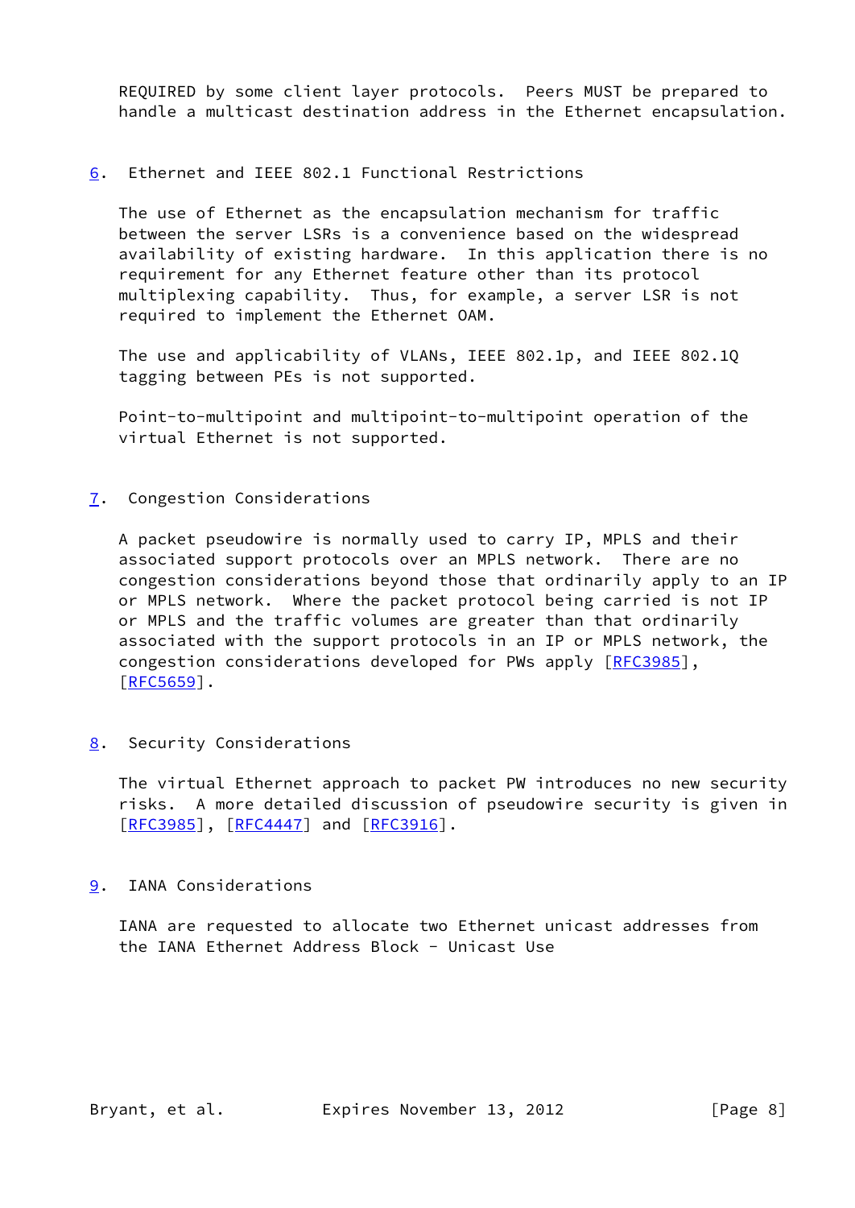REQUIRED by some client layer protocols. Peers MUST be prepared to handle a multicast destination address in the Ethernet encapsulation.

## 6. Ethernet and IEEE 802.1 Functional Restrictions

The use of Ethernet as the encapsulation mechanism for traffic between the server LSRs is a convenience based on the widespread availability of existing hardware. In this application there is no requirement for any Ethernet feature other than its protocol multiplexing capability. Thus, for example, a server LSR is not required to implement the Ethernet OAM.

The use and applicability of VLANs, IEEE 802.1p, and IEEE 802.1Q tagging between PEs is not supported.

Point-to-multipoint and multipoint-to-multipoint operation of the virtual Ethernet is not supported.

## 7. Congestion Considerations

A packet pseudowire is normally used to carry IP, MPLS and their associated support protocols over an MPLS network. There are no congestion considerations beyond those that ordinarily apply to an IP or MPLS network. Where the packet protocol being carried is not IP or MPLS and the traffic volumes are greater than that ordinarily associated with the support protocols in an IP or MPLS network, the congestion considerations developed for PWs apply [RFC3985], [RFC5659].

## 8. Security Considerations

The virtual Ethernet approach to packet PW introduces no new security risks. A more detailed discussion of pseudowire security is given in [RFC3985], [RFC4447] and [RFC3916].

## 9. IANA Considerations

IANA are requested to allocate two Ethernet unicast addresses from the IANA Ethernet Address Block - Unicast Use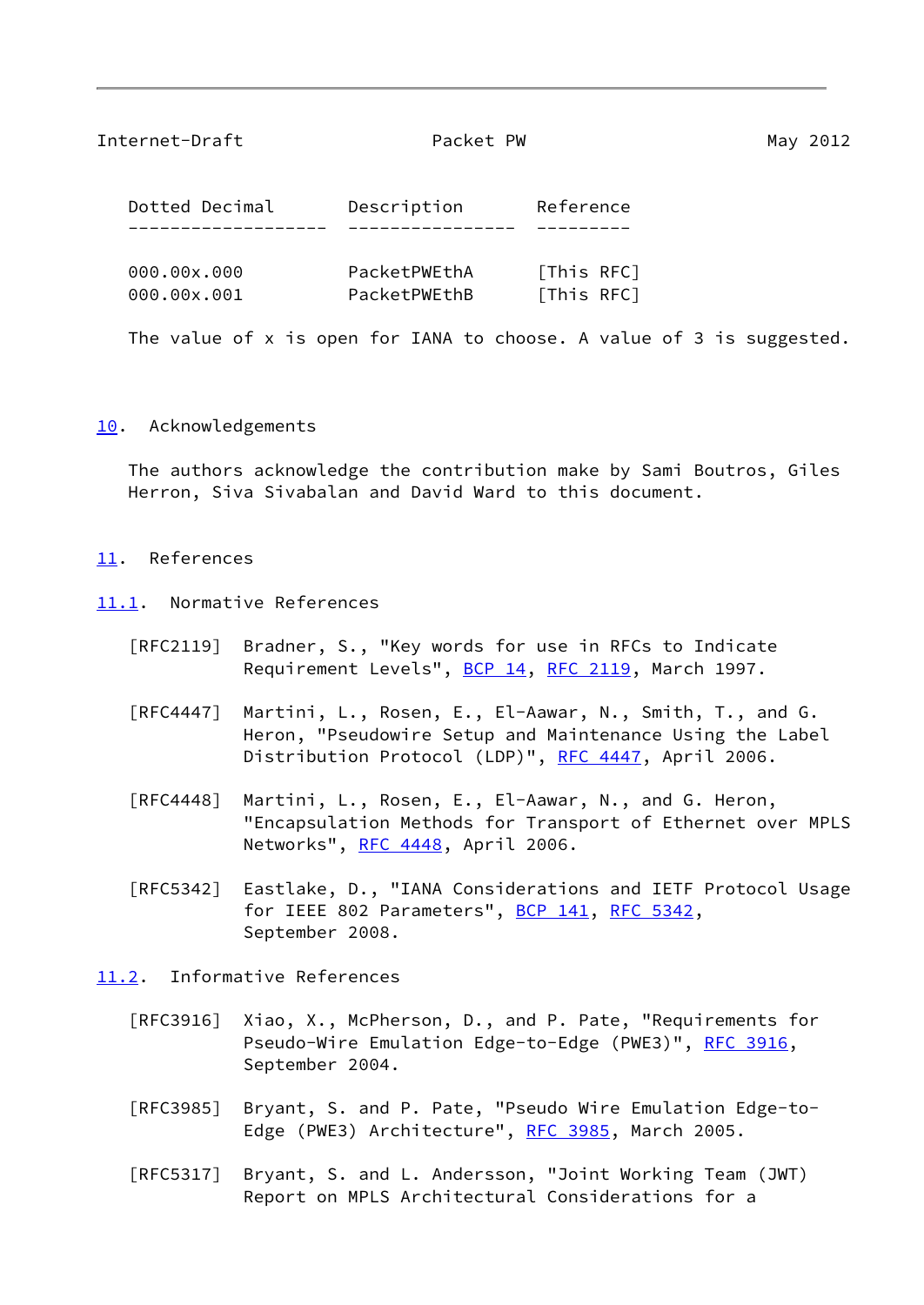| Dotted Decimal | Description | Reference |
|---|---|---|
| 000.00x.000 | PacketPWEthA | [This RFC] |
| 000.00x.001 | PacketPWEthB | [This RFC] |

The value of x is open for IANA to choose. A value of 3 is suggested.

## 10. Acknowledgements

The authors acknowledge the contribution make by Sami Boutros, Giles Herron, Siva Sivabalan and David Ward to this document.

## 11. References

### 11.1. Normative References

[RFC2119] Bradner, S., "Key words for use in RFCs to Indicate Requirement Levels", BCP 14, RFC 2119, March 1997.

[RFC4447] Martini, L., Rosen, E., El-Aawar, N., Smith, T., and G. Heron, "Pseudowire Setup and Maintenance Using the Label Distribution Protocol (LDP)", RFC 4447, April 2006.

[RFC4448] Martini, L., Rosen, E., El-Aawar, N., and G. Heron, "Encapsulation Methods for Transport of Ethernet over MPLS Networks", RFC 4448, April 2006.

[RFC5342] Eastlake, D., "IANA Considerations and IETF Protocol Usage for IEEE 802 Parameters", BCP 141, RFC 5342, September 2008.

### 11.2. Informative References

[RFC3916] Xiao, X., McPherson, D., and P. Pate, "Requirements for Pseudo-Wire Emulation Edge-to-Edge (PWE3)", RFC 3916, September 2004.

[RFC3985] Bryant, S. and P. Pate, "Pseudo Wire Emulation Edge-to-Edge (PWE3) Architecture", RFC 3985, March 2005.

[RFC5317] Bryant, S. and L. Andersson, "Joint Working Team (JWT) Report on MPLS Architectural Considerations for a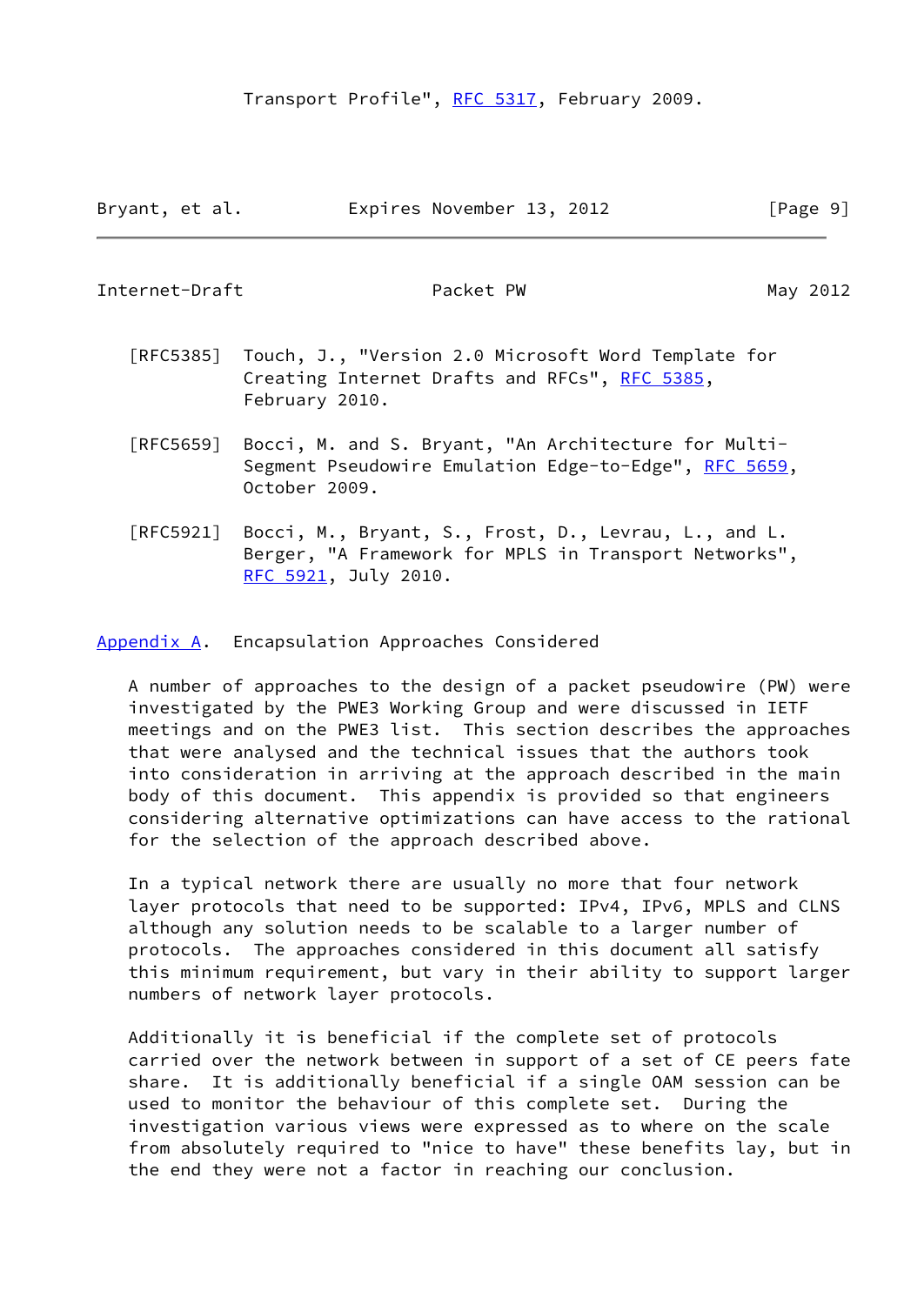Transport Profile", RFC 5317, February 2009.

[RFC5385] Touch, J., "Version 2.0 Microsoft Word Template for Creating Internet Drafts and RFCs", RFC 5385, February 2010.

[RFC5659] Bocci, M. and S. Bryant, "An Architecture for Multi-Segment Pseudowire Emulation Edge-to-Edge", RFC 5659, October 2009.

[RFC5921] Bocci, M., Bryant, S., Frost, D., Levrau, L., and L. Berger, "A Framework for MPLS in Transport Networks", RFC 5921, July 2010.

## Appendix A. Encapsulation Approaches Considered

A number of approaches to the design of a packet pseudowire (PW) were investigated by the PWE3 Working Group and were discussed in IETF meetings and on the PWE3 list. This section describes the approaches that were analysed and the technical issues that the authors took into consideration in arriving at the approach described in the main body of this document. This appendix is provided so that engineers considering alternative optimizations can have access to the rational for the selection of the approach described above.

In a typical network there are usually no more that four network layer protocols that need to be supported: IPv4, IPv6, MPLS and CLNS although any solution needs to be scalable to a larger number of protocols. The approaches considered in this document all satisfy this minimum requirement, but vary in their ability to support larger numbers of network layer protocols.

Additionally it is beneficial if the complete set of protocols carried over the network between in support of a set of CE peers fate share. It is additionally beneficial if a single OAM session can be used to monitor the behaviour of this complete set. During the investigation various views were expressed as to where on the scale from absolutely required to "nice to have" these benefits lay, but in the end they were not a factor in reaching our conclusion.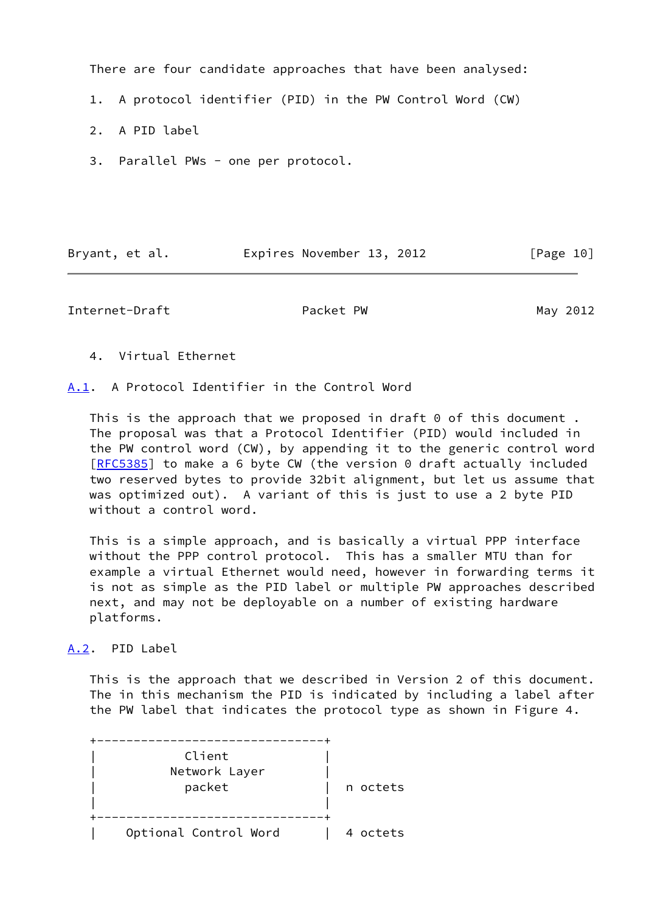There are four candidate approaches that have been analysed:

1. A protocol identifier (PID) in the PW Control Word (CW)

2. A PID label

3. Parallel PWs - one per protocol.

4. Virtual Ethernet

### A.1. A Protocol Identifier in the Control Word

This is the approach that we proposed in draft 0 of this document . The proposal was that a Protocol Identifier (PID) would included in the PW control word (CW), by appending it to the generic control word [RFC5385] to make a 6 byte CW (the version 0 draft actually included two reserved bytes to provide 32bit alignment, but let us assume that was optimized out). A variant of this is just to use a 2 byte PID without a control word.

This is a simple approach, and is basically a virtual PPP interface without the PPP control protocol. This has a smaller MTU than for example a virtual Ethernet would need, however in forwarding terms it is not as simple as the PID label or multiple PW approaches described next, and may not be deployable on a number of existing hardware platforms.

### A.2. PID Label

This is the approach that we described in Version 2 of this document. The in this mechanism the PID is indicated by including a label after the PW label that indicates the protocol type as shown in Figure 4.

```
+-------------------------------+
|           Client              |
|        Network Layer          |
|           packet              |  n octets
|                               |
+-------------------------------+
|    Optional Control Word      |  4 octets
```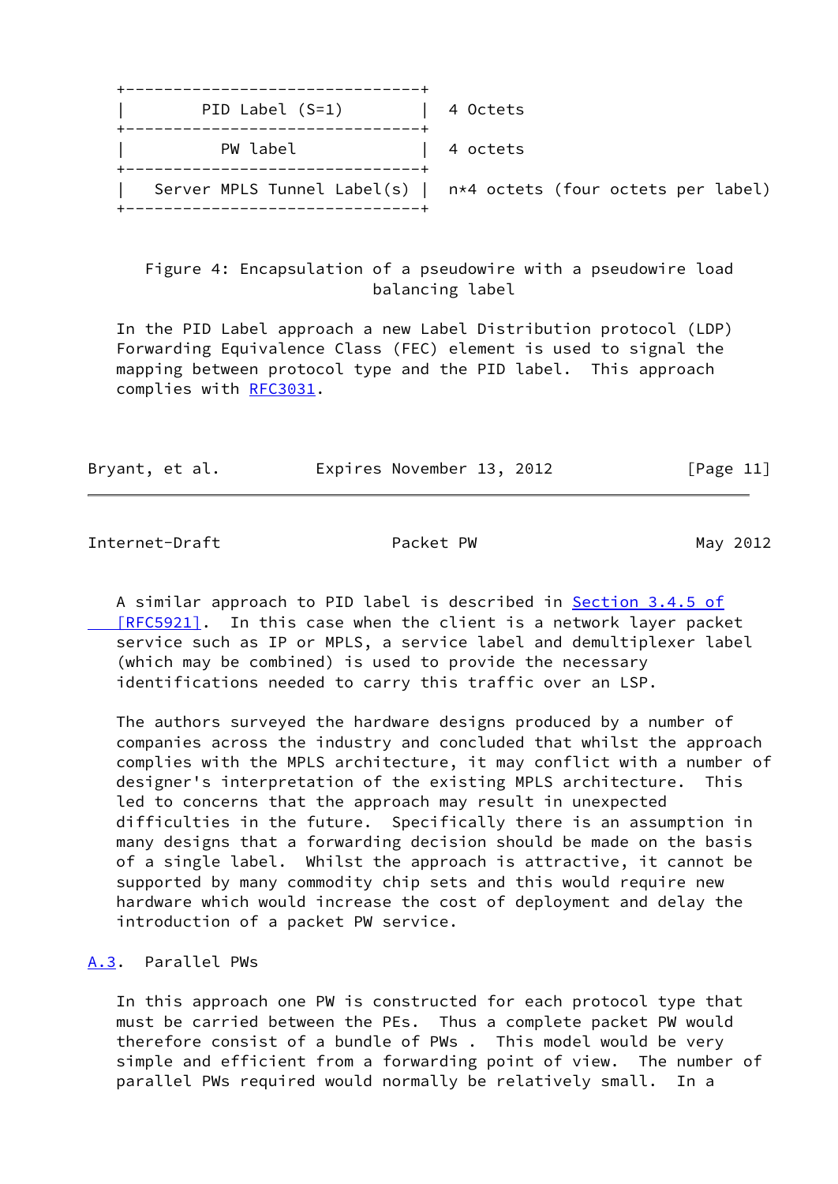```
+-------------------------------+
|        PID Label (S=1)        |  4 Octets
+-------------------------------+
|          PW label             |  4 octets
+-------------------------------+
|   Server MPLS Tunnel Label(s) |  n*4 octets (four octets per label)
+-------------------------------+
```

Figure 4: Encapsulation of a pseudowire with a pseudowire load balancing label

In the PID Label approach a new Label Distribution protocol (LDP) Forwarding Equivalence Class (FEC) element is used to signal the mapping between protocol type and the PID label. This approach complies with RFC3031.

A similar approach to PID label is described in Section 3.4.5 of [RFC5921]. In this case when the client is a network layer packet service such as IP or MPLS, a service label and demultiplexer label (which may be combined) is used to provide the necessary identifications needed to carry this traffic over an LSP.

The authors surveyed the hardware designs produced by a number of companies across the industry and concluded that whilst the approach complies with the MPLS architecture, it may conflict with a number of designer's interpretation of the existing MPLS architecture. This led to concerns that the approach may result in unexpected difficulties in the future. Specifically there is an assumption in many designs that a forwarding decision should be made on the basis of a single label. Whilst the approach is attractive, it cannot be supported by many commodity chip sets and this would require new hardware which would increase the cost of deployment and delay the introduction of a packet PW service.

## A.3. Parallel PWs

In this approach one PW is constructed for each protocol type that must be carried between the PEs. Thus a complete packet PW would therefore consist of a bundle of PWs . This model would be very simple and efficient from a forwarding point of view. The number of parallel PWs required would normally be relatively small. In a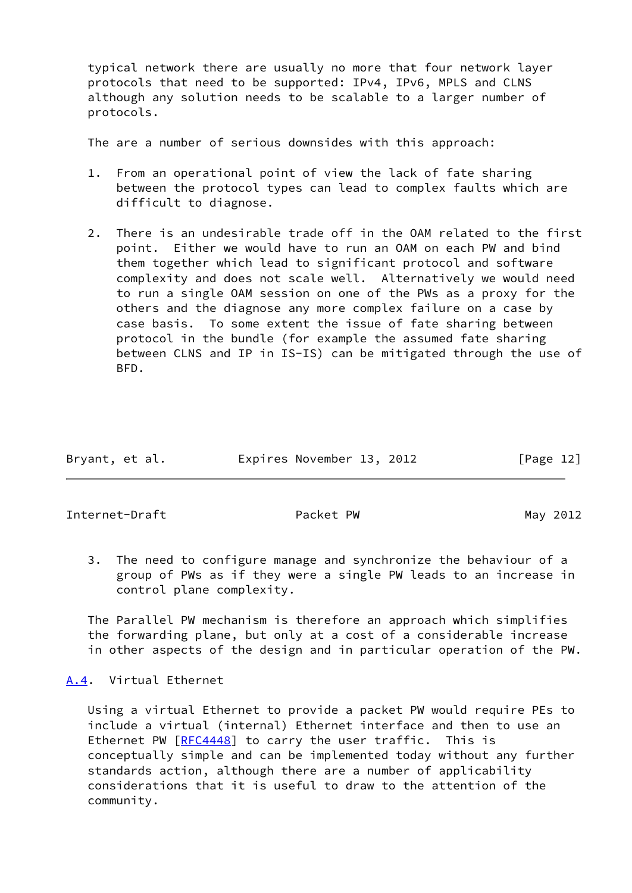typical network there are usually no more that four network layer protocols that need to be supported: IPv4, IPv6, MPLS and CLNS although any solution needs to be scalable to a larger number of protocols.

The are a number of serious downsides with this approach:

1. From an operational point of view the lack of fate sharing between the protocol types can lead to complex faults which are difficult to diagnose.

2. There is an undesirable trade off in the OAM related to the first point. Either we would have to run an OAM on each PW and bind them together which lead to significant protocol and software complexity and does not scale well. Alternatively we would need to run a single OAM session on one of the PWs as a proxy for the others and the diagnose any more complex failure on a case by case basis. To some extent the issue of fate sharing between protocol in the bundle (for example the assumed fate sharing between CLNS and IP in IS-IS) can be mitigated through the use of BFD.

3. The need to configure manage and synchronize the behaviour of a group of PWs as if they were a single PW leads to an increase in control plane complexity.

The Parallel PW mechanism is therefore an approach which simplifies the forwarding plane, but only at a cost of a considerable increase in other aspects of the design and in particular operation of the PW.

### A.4. Virtual Ethernet

Using a virtual Ethernet to provide a packet PW would require PEs to include a virtual (internal) Ethernet interface and then to use an Ethernet PW [RFC4448] to carry the user traffic. This is conceptually simple and can be implemented today without any further standards action, although there are a number of applicability considerations that it is useful to draw to the attention of the community.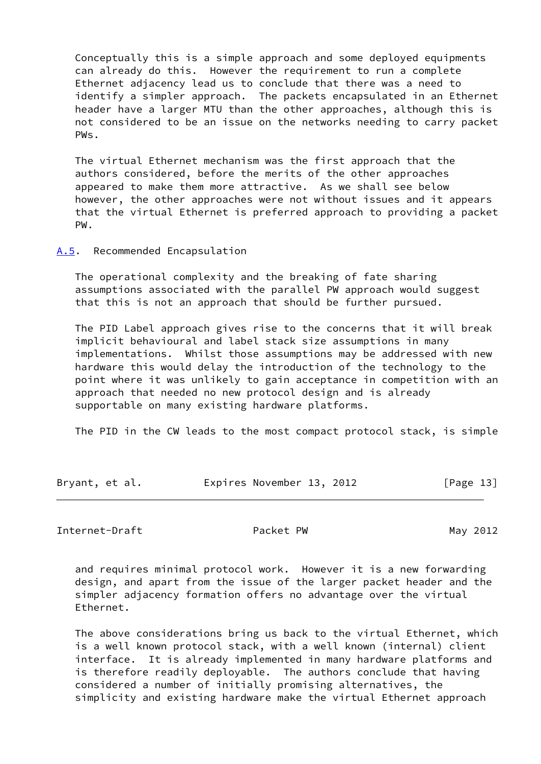Conceptually this is a simple approach and some deployed equipments can already do this. However the requirement to run a complete Ethernet adjacency lead us to conclude that there was a need to identify a simpler approach. The packets encapsulated in an Ethernet header have a larger MTU than the other approaches, although this is not considered to be an issue on the networks needing to carry packet PWs.

The virtual Ethernet mechanism was the first approach that the authors considered, before the merits of the other approaches appeared to make them more attractive. As we shall see below however, the other approaches were not without issues and it appears that the virtual Ethernet is preferred approach to providing a packet PW.

### A.5. Recommended Encapsulation

The operational complexity and the breaking of fate sharing assumptions associated with the parallel PW approach would suggest that this is not an approach that should be further pursued.

The PID Label approach gives rise to the concerns that it will break implicit behavioural and label stack size assumptions in many implementations. Whilst those assumptions may be addressed with new hardware this would delay the introduction of the technology to the point where it was unlikely to gain acceptance in competition with an approach that needed no new protocol design and is already supportable on many existing hardware platforms.

The PID in the CW leads to the most compact protocol stack, is simple and requires minimal protocol work. However it is a new forwarding design, and apart from the issue of the larger packet header and the simpler adjacency formation offers no advantage over the virtual Ethernet.

The above considerations bring us back to the virtual Ethernet, which is a well known protocol stack, with a well known (internal) client interface. It is already implemented in many hardware platforms and is therefore readily deployable. The authors conclude that having considered a number of initially promising alternatives, the simplicity and existing hardware make the virtual Ethernet approach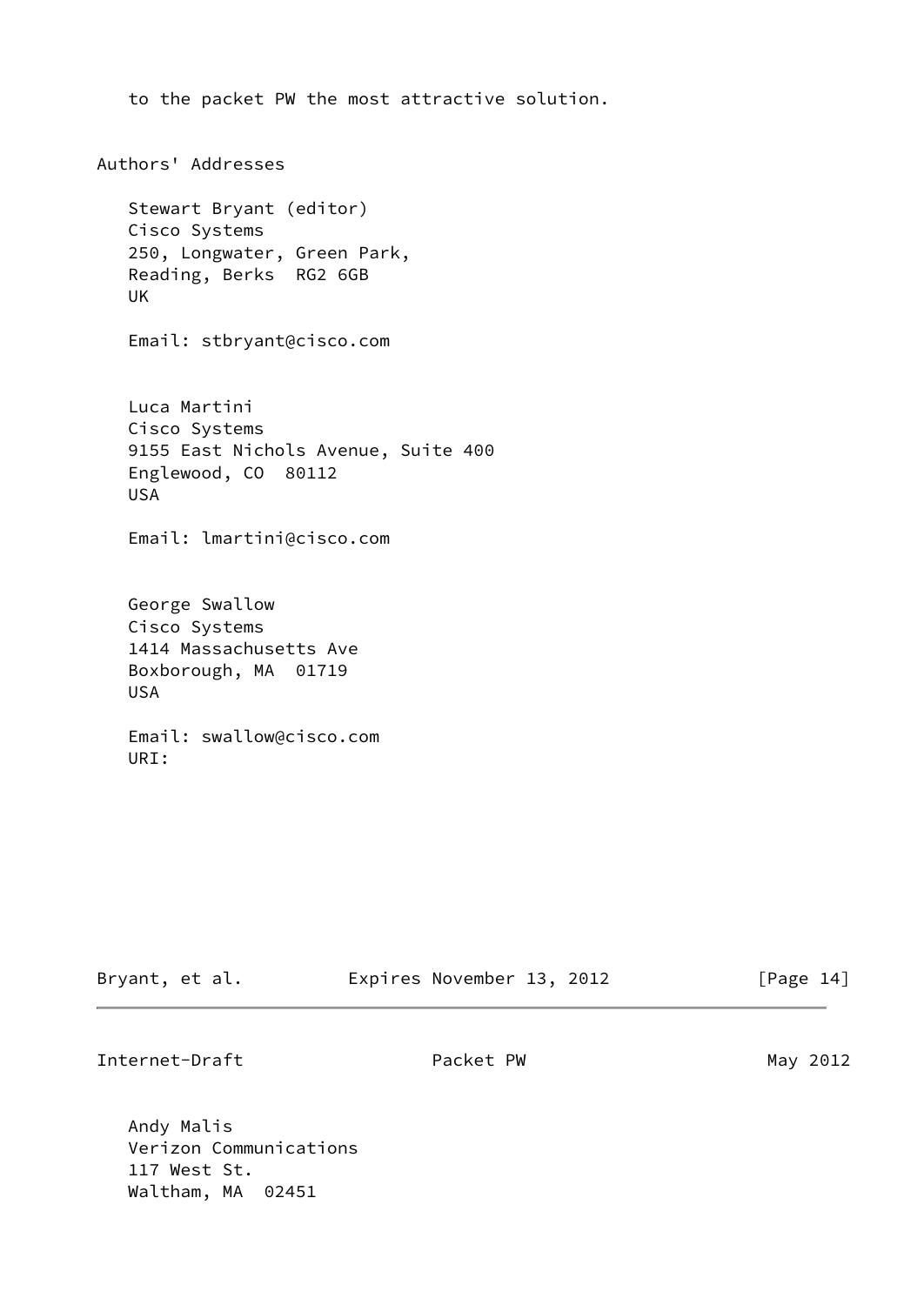to the packet PW the most attractive solution.

## Authors' Addresses

Stewart Bryant (editor)
Cisco Systems
250, Longwater, Green Park,
Reading, Berks  RG2 6GB
UK

Email: stbryant@cisco.com

Luca Martini
Cisco Systems
9155 East Nichols Avenue, Suite 400
Englewood, CO  80112
USA

Email: lmartini@cisco.com

George Swallow
Cisco Systems
1414 Massachusetts Ave
Boxborough, MA  01719
USA

Email: swallow@cisco.com
URI:

Andy Malis
Verizon Communications
117 West St.
Waltham, MA  02451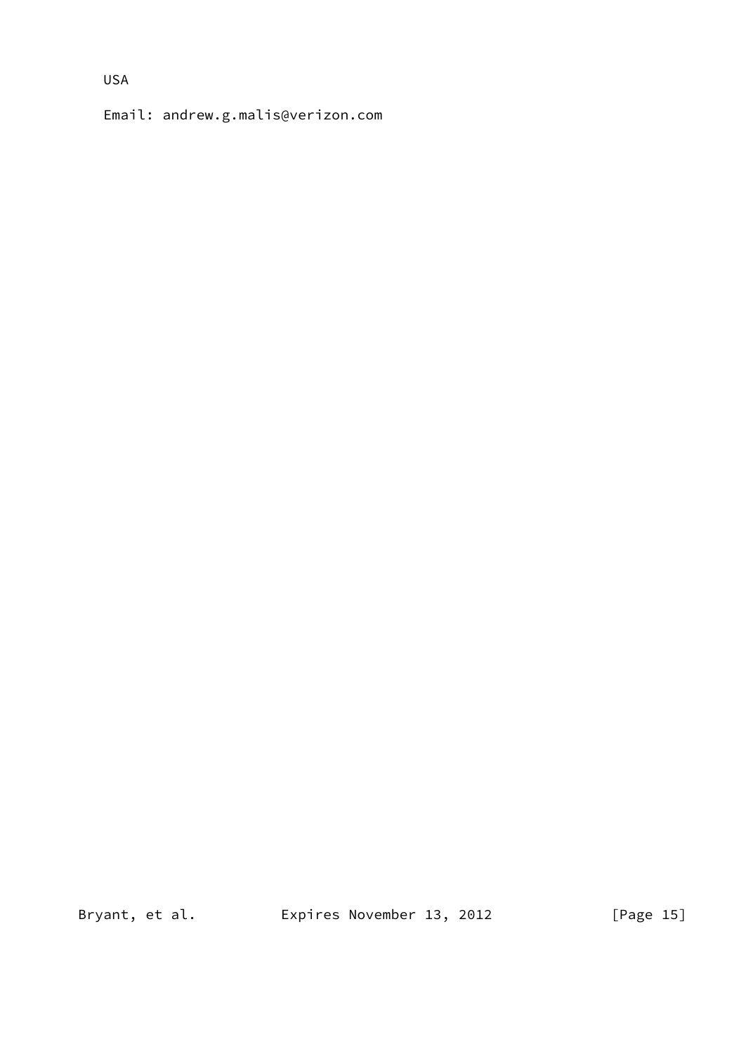USA

Email: andrew.g.malis@verizon.com